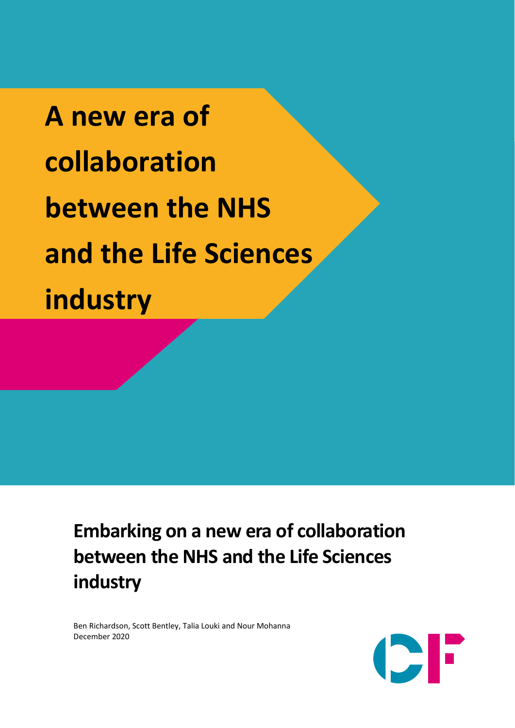# A new era of collaboration between the NHS and the Life Sciences industry

## Embarking on a new era of collaboration between the NHS and the Life Sciences industry

Ben Richardson, Scott Bentley, Talia Louki and Nour Mohanna
December 2020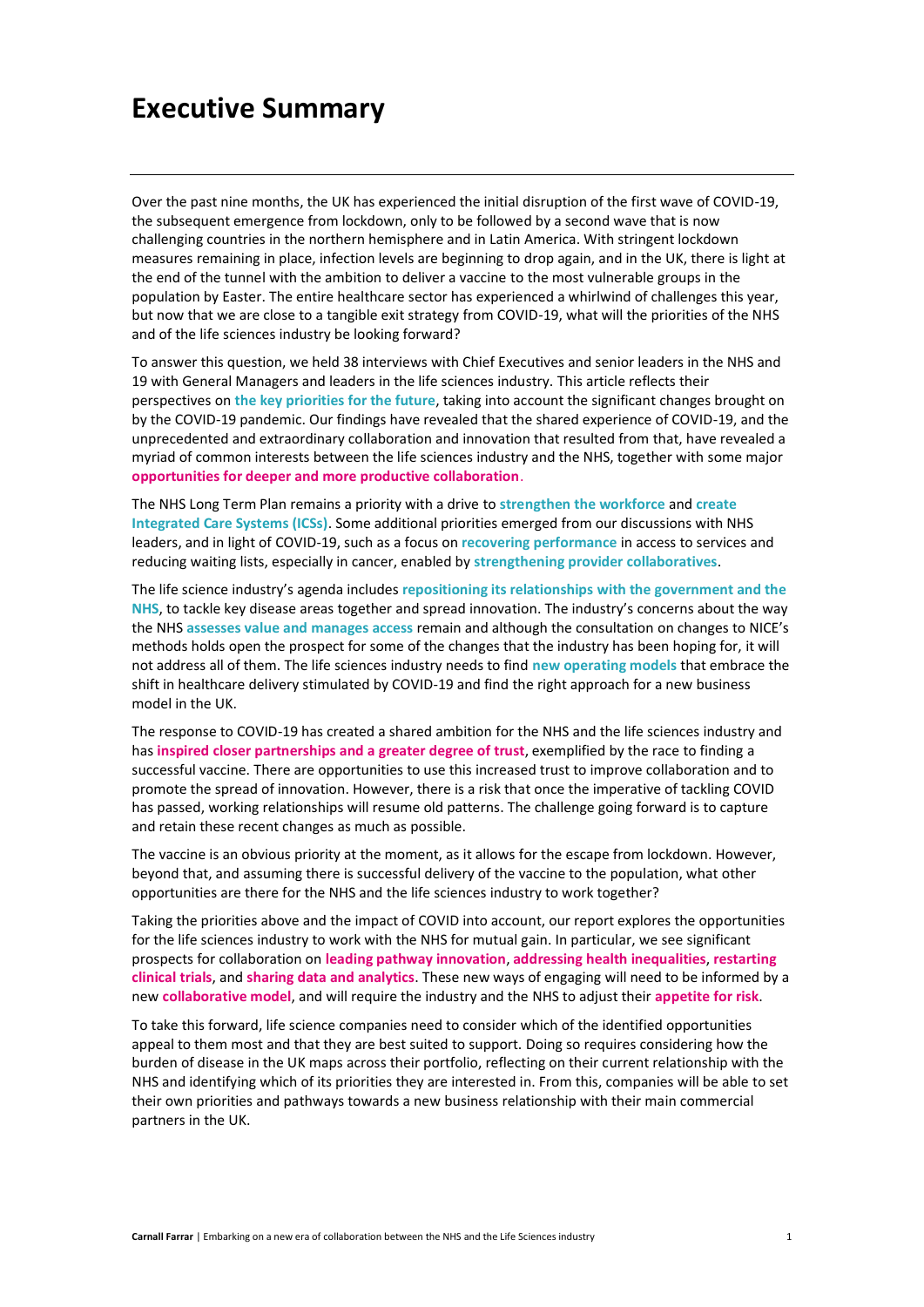# Executive Summary

Over the past nine months, the UK has experienced the initial disruption of the first wave of COVID-19, the subsequent emergence from lockdown, only to be followed by a second wave that is now challenging countries in the northern hemisphere and in Latin America. With stringent lockdown measures remaining in place, infection levels are beginning to drop again, and in the UK, there is light at the end of the tunnel with the ambition to deliver a vaccine to the most vulnerable groups in the population by Easter. The entire healthcare sector has experienced a whirlwind of challenges this year, but now that we are close to a tangible exit strategy from COVID-19, what will the priorities of the NHS and of the life sciences industry be looking forward?

To answer this question, we held 38 interviews with Chief Executives and senior leaders in the NHS and 19 with General Managers and leaders in the life sciences industry. This article reflects their perspectives on **the key priorities for the future**, taking into account the significant changes brought on by the COVID-19 pandemic. Our findings have revealed that the shared experience of COVID-19, and the unprecedented and extraordinary collaboration and innovation that resulted from that, have revealed a myriad of common interests between the life sciences industry and the NHS, together with some major **opportunities for deeper and more productive collaboration**.

The NHS Long Term Plan remains a priority with a drive to **strengthen the workforce** and **create Integrated Care Systems (ICSs)**. Some additional priorities emerged from our discussions with NHS leaders, and in light of COVID-19, such as a focus on **recovering performance** in access to services and reducing waiting lists, especially in cancer, enabled by **strengthening provider collaboratives**.

The life science industry's agenda includes **repositioning its relationships with the government and the NHS**, to tackle key disease areas together and spread innovation. The industry's concerns about the way the NHS **assesses value and manages access** remain and although the consultation on changes to NICE's methods holds open the prospect for some of the changes that the industry has been hoping for, it will not address all of them. The life sciences industry needs to find **new operating models** that embrace the shift in healthcare delivery stimulated by COVID-19 and find the right approach for a new business model in the UK.

The response to COVID-19 has created a shared ambition for the NHS and the life sciences industry and has **inspired closer partnerships and a greater degree of trust**, exemplified by the race to finding a successful vaccine. There are opportunities to use this increased trust to improve collaboration and to promote the spread of innovation. However, there is a risk that once the imperative of tackling COVID has passed, working relationships will resume old patterns. The challenge going forward is to capture and retain these recent changes as much as possible.

The vaccine is an obvious priority at the moment, as it allows for the escape from lockdown. However, beyond that, and assuming there is successful delivery of the vaccine to the population, what other opportunities are there for the NHS and the life sciences industry to work together?

Taking the priorities above and the impact of COVID into account, our report explores the opportunities for the life sciences industry to work with the NHS for mutual gain. In particular, we see significant prospects for collaboration on **leading pathway innovation**, **addressing health inequalities**, **restarting clinical trials**, and **sharing data and analytics**. These new ways of engaging will need to be informed by a new **collaborative model**, and will require the industry and the NHS to adjust their **appetite for risk**.

To take this forward, life science companies need to consider which of the identified opportunities appeal to them most and that they are best suited to support. Doing so requires considering how the burden of disease in the UK maps across their portfolio, reflecting on their current relationship with the NHS and identifying which of its priorities they are interested in. From this, companies will be able to set their own priorities and pathways towards a new business relationship with their main commercial partners in the UK.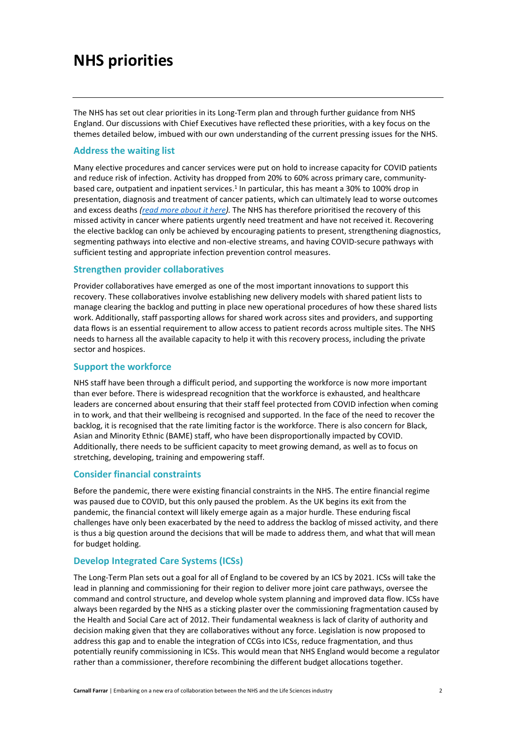# NHS priorities

The NHS has set out clear priorities in its Long-Term plan and through further guidance from NHS England. Our discussions with Chief Executives have reflected these priorities, with a key focus on the themes detailed below, imbued with our own understanding of the current pressing issues for the NHS.

## Address the waiting list

Many elective procedures and cancer services were put on hold to increase capacity for COVID patients and reduce risk of infection. Activity has dropped from 20% to 60% across primary care, community-based care, outpatient and inpatient services.[1] In particular, this has meant a 30% to 100% drop in presentation, diagnosis and treatment of cancer patients, which can ultimately lead to worse outcomes and excess deaths *(read more about it here).* The NHS has therefore prioritised the recovery of this missed activity in cancer where patients urgently need treatment and have not received it. Recovering the elective backlog can only be achieved by encouraging patients to present, strengthening diagnostics, segmenting pathways into elective and non-elective streams, and having COVID-secure pathways with sufficient testing and appropriate infection prevention control measures.

## Strengthen provider collaboratives

Provider collaboratives have emerged as one of the most important innovations to support this recovery. These collaboratives involve establishing new delivery models with shared patient lists to manage clearing the backlog and putting in place new operational procedures of how these shared lists work. Additionally, staff passporting allows for shared work across sites and providers, and supporting data flows is an essential requirement to allow access to patient records across multiple sites. The NHS needs to harness all the available capacity to help it with this recovery process, including the private sector and hospices.

## Support the workforce

NHS staff have been through a difficult period, and supporting the workforce is now more important than ever before. There is widespread recognition that the workforce is exhausted, and healthcare leaders are concerned about ensuring that their staff feel protected from COVID infection when coming in to work, and that their wellbeing is recognised and supported. In the face of the need to recover the backlog, it is recognised that the rate limiting factor is the workforce. There is also concern for Black, Asian and Minority Ethnic (BAME) staff, who have been disproportionally impacted by COVID. Additionally, there needs to be sufficient capacity to meet growing demand, as well as to focus on stretching, developing, training and empowering staff.

## Consider financial constraints

Before the pandemic, there were existing financial constraints in the NHS. The entire financial regime was paused due to COVID, but this only paused the problem. As the UK begins its exit from the pandemic, the financial context will likely emerge again as a major hurdle. These enduring fiscal challenges have only been exacerbated by the need to address the backlog of missed activity, and there is thus a big question around the decisions that will be made to address them, and what that will mean for budget holding.

## Develop Integrated Care Systems (ICSs)

The Long-Term Plan sets out a goal for all of England to be covered by an ICS by 2021. ICSs will take the lead in planning and commissioning for their region to deliver more joint care pathways, oversee the command and control structure, and develop whole system planning and improved data flow. ICSs have always been regarded by the NHS as a sticking plaster over the commissioning fragmentation caused by the Health and Social Care act of 2012. Their fundamental weakness is lack of clarity of authority and decision making given that they are collaboratives without any force. Legislation is now proposed to address this gap and to enable the integration of CCGs into ICSs, reduce fragmentation, and thus potentially reunify commissioning in ICSs. This would mean that NHS England would become a regulator rather than a commissioner, therefore recombining the different budget allocations together.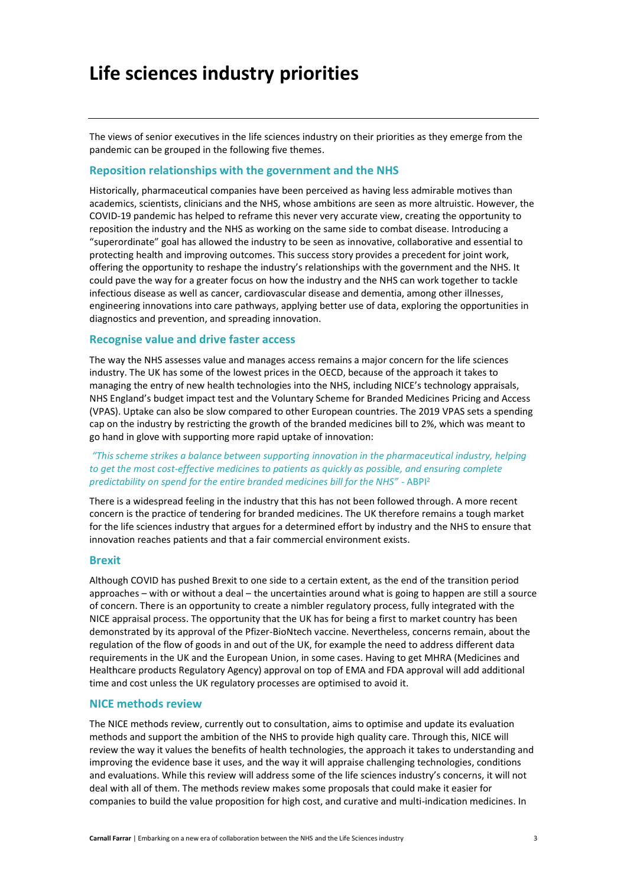# Life sciences industry priorities

The views of senior executives in the life sciences industry on their priorities as they emerge from the pandemic can be grouped in the following five themes.

## Reposition relationships with the government and the NHS

Historically, pharmaceutical companies have been perceived as having less admirable motives than academics, scientists, clinicians and the NHS, whose ambitions are seen as more altruistic. However, the COVID-19 pandemic has helped to reframe this never very accurate view, creating the opportunity to reposition the industry and the NHS as working on the same side to combat disease. Introducing a "superordinate" goal has allowed the industry to be seen as innovative, collaborative and essential to protecting health and improving outcomes. This success story provides a precedent for joint work, offering the opportunity to reshape the industry's relationships with the government and the NHS. It could pave the way for a greater focus on how the industry and the NHS can work together to tackle infectious disease as well as cancer, cardiovascular disease and dementia, among other illnesses, engineering innovations into care pathways, applying better use of data, exploring the opportunities in diagnostics and prevention, and spreading innovation.

## Recognise value and drive faster access

The way the NHS assesses value and manages access remains a major concern for the life sciences industry. The UK has some of the lowest prices in the OECD, because of the approach it takes to managing the entry of new health technologies into the NHS, including NICE's technology appraisals, NHS England's budget impact test and the Voluntary Scheme for Branded Medicines Pricing and Access (VPAS). Uptake can also be slow compared to other European countries. The 2019 VPAS sets a spending cap on the industry by restricting the growth of the branded medicines bill to 2%, which was meant to go hand in glove with supporting more rapid uptake of innovation:

*"This scheme strikes a balance between supporting innovation in the pharmaceutical industry, helping to get the most cost-effective medicines to patients as quickly as possible, and ensuring complete predictability on spend for the entire branded medicines bill for the NHS"* - ABPI[2]

There is a widespread feeling in the industry that this has not been followed through. A more recent concern is the practice of tendering for branded medicines. The UK therefore remains a tough market for the life sciences industry that argues for a determined effort by industry and the NHS to ensure that innovation reaches patients and that a fair commercial environment exists.

## Brexit

Although COVID has pushed Brexit to one side to a certain extent, as the end of the transition period approaches – with or without a deal – the uncertainties around what is going to happen are still a source of concern. There is an opportunity to create a nimbler regulatory process, fully integrated with the NICE appraisal process. The opportunity that the UK has for being a first to market country has been demonstrated by its approval of the Pfizer-BioNtech vaccine. Nevertheless, concerns remain, about the regulation of the flow of goods in and out of the UK, for example the need to address different data requirements in the UK and the European Union, in some cases. Having to get MHRA (Medicines and Healthcare products Regulatory Agency) approval on top of EMA and FDA approval will add additional time and cost unless the UK regulatory processes are optimised to avoid it.

## NICE methods review

The NICE methods review, currently out to consultation, aims to optimise and update its evaluation methods and support the ambition of the NHS to provide high quality care. Through this, NICE will review the way it values the benefits of health technologies, the approach it takes to understanding and improving the evidence base it uses, and the way it will appraise challenging technologies, conditions and evaluations. While this review will address some of the life sciences industry's concerns, it will not deal with all of them. The methods review makes some proposals that could make it easier for companies to build the value proposition for high cost, and curative and multi-indication medicines. In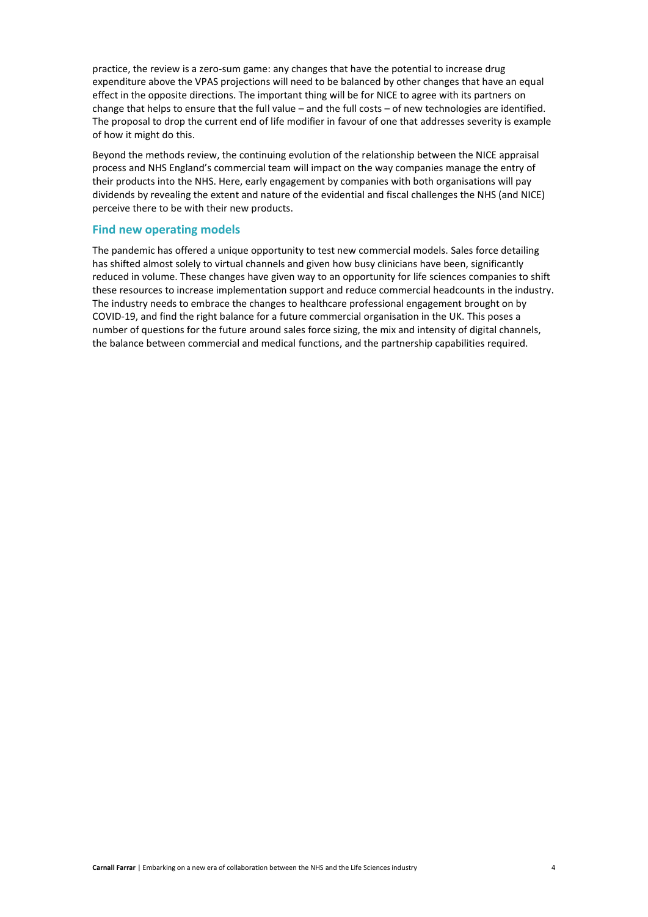practice, the review is a zero-sum game: any changes that have the potential to increase drug expenditure above the VPAS projections will need to be balanced by other changes that have an equal effect in the opposite directions. The important thing will be for NICE to agree with its partners on change that helps to ensure that the full value – and the full costs – of new technologies are identified. The proposal to drop the current end of life modifier in favour of one that addresses severity is example of how it might do this.

Beyond the methods review, the continuing evolution of the relationship between the NICE appraisal process and NHS England's commercial team will impact on the way companies manage the entry of their products into the NHS. Here, early engagement by companies with both organisations will pay dividends by revealing the extent and nature of the evidential and fiscal challenges the NHS (and NICE) perceive there to be with their new products.

### Find new operating models

The pandemic has offered a unique opportunity to test new commercial models. Sales force detailing has shifted almost solely to virtual channels and given how busy clinicians have been, significantly reduced in volume. These changes have given way to an opportunity for life sciences companies to shift these resources to increase implementation support and reduce commercial headcounts in the industry. The industry needs to embrace the changes to healthcare professional engagement brought on by COVID-19, and find the right balance for a future commercial organisation in the UK. This poses a number of questions for the future around sales force sizing, the mix and intensity of digital channels, the balance between commercial and medical functions, and the partnership capabilities required.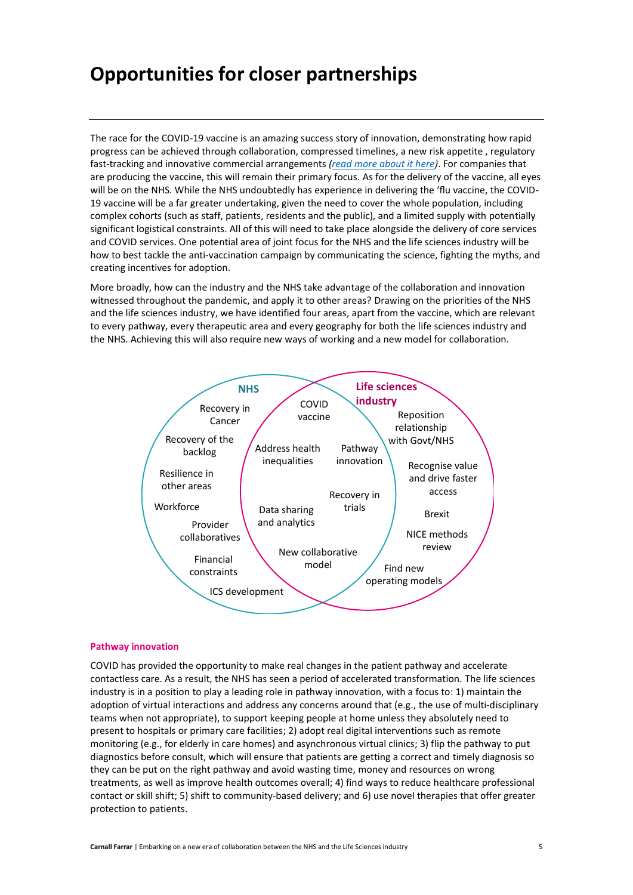# Opportunities for closer partnerships

The race for the COVID-19 vaccine is an amazing success story of innovation, demonstrating how rapid progress can be achieved through collaboration, compressed timelines, a new risk appetite , regulatory fast-tracking and innovative commercial arrangements *([read more about it here](#))*. For companies that are producing the vaccine, this will remain their primary focus. As for the delivery of the vaccine, all eyes will be on the NHS. While the NHS undoubtedly has experience in delivering the 'flu vaccine, the COVID-19 vaccine will be a far greater undertaking, given the need to cover the whole population, including complex cohorts (such as staff, patients, residents and the public), and a limited supply with potentially significant logistical constraints. All of this will need to take place alongside the delivery of core services and COVID services. One potential area of joint focus for the NHS and the life sciences industry will be how to best tackle the anti-vaccination campaign by communicating the science, fighting the myths, and creating incentives for adoption.

More broadly, how can the industry and the NHS take advantage of the collaboration and innovation witnessed throughout the pandemic, and apply it to other areas? Drawing on the priorities of the NHS and the life sciences industry, we have identified four areas, apart from the vaccine, which are relevant to every pathway, every therapeutic area and every geography for both the life sciences industry and the NHS. Achieving this will also require new ways of working and a new model for collaboration.

NHS

Recovery in Cancer

Recovery of the backlog

Resilience in other areas

Workforce

Provider collaboratives

Financial constraints

ICS development

COVID vaccine

Address health inequalities

Pathway innovation

Recovery in trials

Data sharing and analytics

New collaborative model

Life sciences industry

Reposition relationship with Govt/NHS

Recognise value and drive faster access

Brexit

NICE methods review

Find new operating models

### Pathway innovation

COVID has provided the opportunity to make real changes in the patient pathway and accelerate contactless care. As a result, the NHS has seen a period of accelerated transformation. The life sciences industry is in a position to play a leading role in pathway innovation, with a focus to: 1) maintain the adoption of virtual interactions and address any concerns around that (e.g., the use of multi-disciplinary teams when not appropriate), to support keeping people at home unless they absolutely need to present to hospitals or primary care facilities; 2) adopt real digital interventions such as remote monitoring (e.g., for elderly in care homes) and asynchronous virtual clinics; 3) flip the pathway to put diagnostics before consult, which will ensure that patients are getting a correct and timely diagnosis so they can be put on the right pathway and avoid wasting time, money and resources on wrong treatments, as well as improve health outcomes overall; 4) find ways to reduce healthcare professional contact or skill shift; 5) shift to community-based delivery; and 6) use novel therapies that offer greater protection to patients.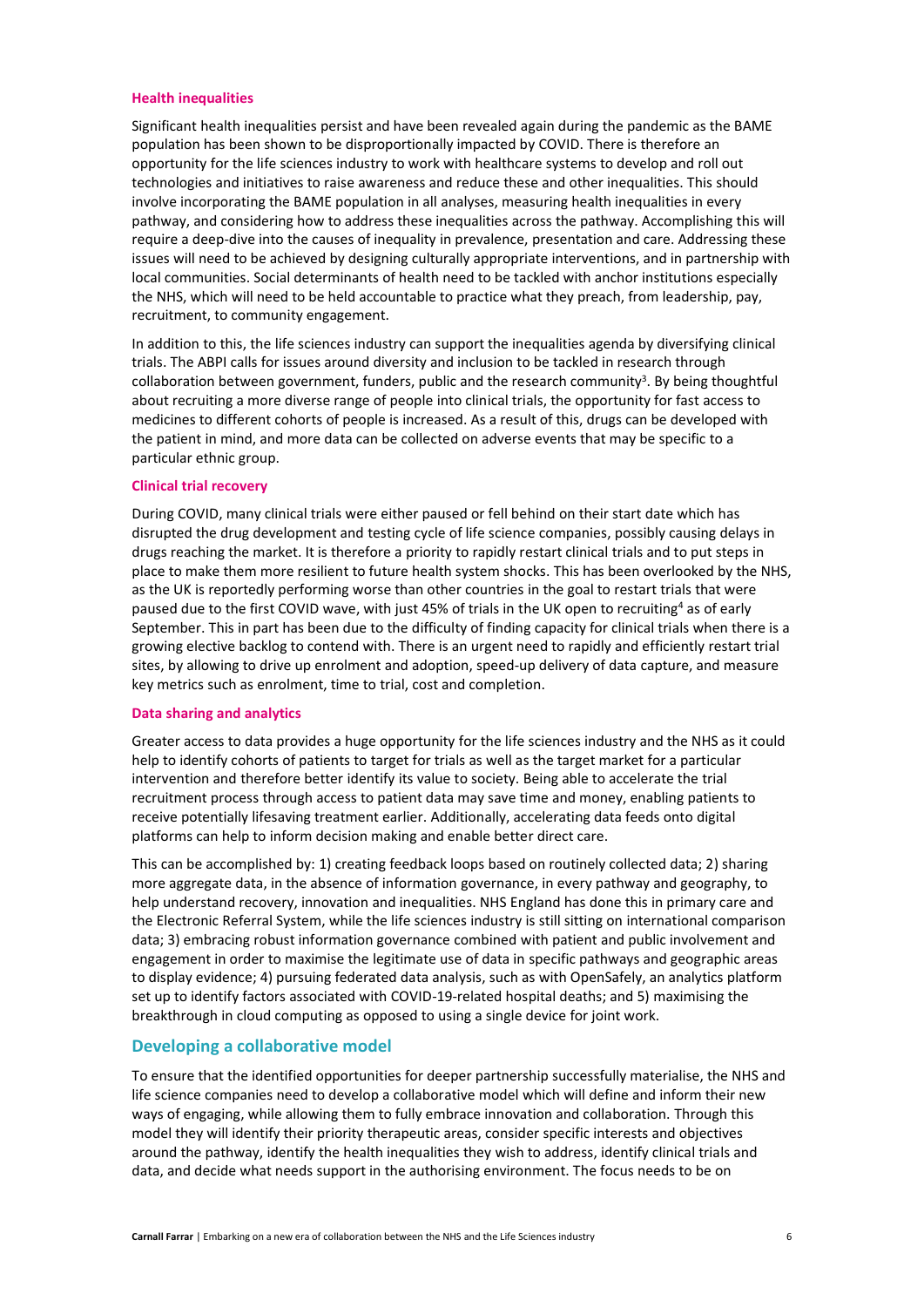### Health inequalities

Significant health inequalities persist and have been revealed again during the pandemic as the BAME population has been shown to be disproportionally impacted by COVID. There is therefore an opportunity for the life sciences industry to work with healthcare systems to develop and roll out technologies and initiatives to raise awareness and reduce these and other inequalities. This should involve incorporating the BAME population in all analyses, measuring health inequalities in every pathway, and considering how to address these inequalities across the pathway. Accomplishing this will require a deep-dive into the causes of inequality in prevalence, presentation and care. Addressing these issues will need to be achieved by designing culturally appropriate interventions, and in partnership with local communities. Social determinants of health need to be tackled with anchor institutions especially the NHS, which will need to be held accountable to practice what they preach, from leadership, pay, recruitment, to community engagement.

In addition to this, the life sciences industry can support the inequalities agenda by diversifying clinical trials. The ABPI calls for issues around diversity and inclusion to be tackled in research through collaboration between government, funders, public and the research community[3]. By being thoughtful about recruiting a more diverse range of people into clinical trials, the opportunity for fast access to medicines to different cohorts of people is increased. As a result of this, drugs can be developed with the patient in mind, and more data can be collected on adverse events that may be specific to a particular ethnic group.

### Clinical trial recovery

During COVID, many clinical trials were either paused or fell behind on their start date which has disrupted the drug development and testing cycle of life science companies, possibly causing delays in drugs reaching the market. It is therefore a priority to rapidly restart clinical trials and to put steps in place to make them more resilient to future health system shocks. This has been overlooked by the NHS, as the UK is reportedly performing worse than other countries in the goal to restart trials that were paused due to the first COVID wave, with just 45% of trials in the UK open to recruiting[4] as of early September. This in part has been due to the difficulty of finding capacity for clinical trials when there is a growing elective backlog to contend with. There is an urgent need to rapidly and efficiently restart trial sites, by allowing to drive up enrolment and adoption, speed-up delivery of data capture, and measure key metrics such as enrolment, time to trial, cost and completion.

### Data sharing and analytics

Greater access to data provides a huge opportunity for the life sciences industry and the NHS as it could help to identify cohorts of patients to target for trials as well as the target market for a particular intervention and therefore better identify its value to society. Being able to accelerate the trial recruitment process through access to patient data may save time and money, enabling patients to receive potentially lifesaving treatment earlier. Additionally, accelerating data feeds onto digital platforms can help to inform decision making and enable better direct care.

This can be accomplished by: 1) creating feedback loops based on routinely collected data; 2) sharing more aggregate data, in the absence of information governance, in every pathway and geography, to help understand recovery, innovation and inequalities. NHS England has done this in primary care and the Electronic Referral System, while the life sciences industry is still sitting on international comparison data; 3) embracing robust information governance combined with patient and public involvement and engagement in order to maximise the legitimate use of data in specific pathways and geographic areas to display evidence; 4) pursuing federated data analysis, such as with OpenSafely, an analytics platform set up to identify factors associated with COVID-19-related hospital deaths; and 5) maximising the breakthrough in cloud computing as opposed to using a single device for joint work.

## Developing a collaborative model

To ensure that the identified opportunities for deeper partnership successfully materialise, the NHS and life science companies need to develop a collaborative model which will define and inform their new ways of engaging, while allowing them to fully embrace innovation and collaboration. Through this model they will identify their priority therapeutic areas, consider specific interests and objectives around the pathway, identify the health inequalities they wish to address, identify clinical trials and data, and decide what needs support in the authorising environment. The focus needs to be on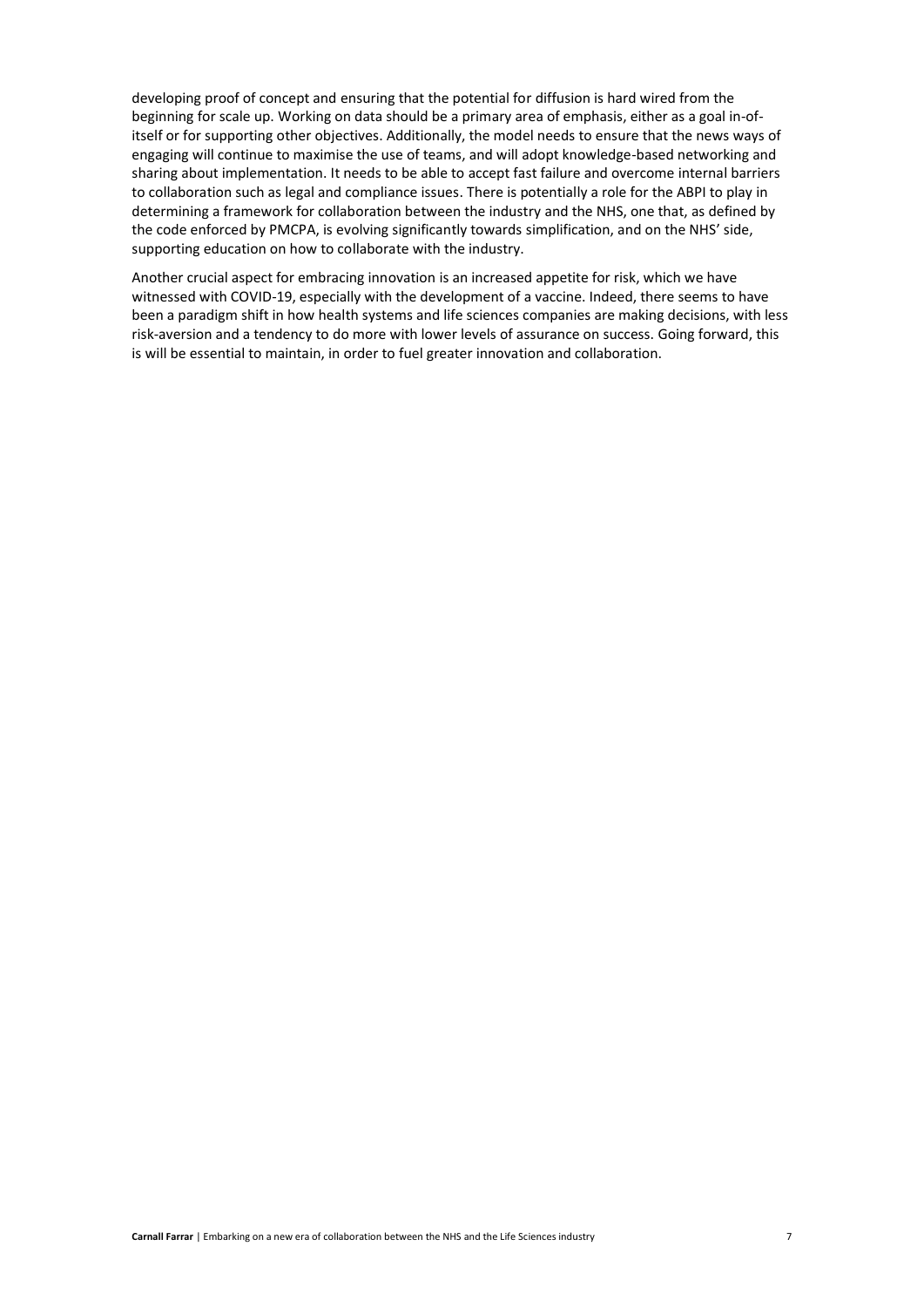developing proof of concept and ensuring that the potential for diffusion is hard wired from the beginning for scale up. Working on data should be a primary area of emphasis, either as a goal in-of-itself or for supporting other objectives. Additionally, the model needs to ensure that the news ways of engaging will continue to maximise the use of teams, and will adopt knowledge-based networking and sharing about implementation. It needs to be able to accept fast failure and overcome internal barriers to collaboration such as legal and compliance issues. There is potentially a role for the ABPI to play in determining a framework for collaboration between the industry and the NHS, one that, as defined by the code enforced by PMCPA, is evolving significantly towards simplification, and on the NHS' side, supporting education on how to collaborate with the industry.

Another crucial aspect for embracing innovation is an increased appetite for risk, which we have witnessed with COVID-19, especially with the development of a vaccine. Indeed, there seems to have been a paradigm shift in how health systems and life sciences companies are making decisions, with less risk-aversion and a tendency to do more with lower levels of assurance on success. Going forward, this is will be essential to maintain, in order to fuel greater innovation and collaboration.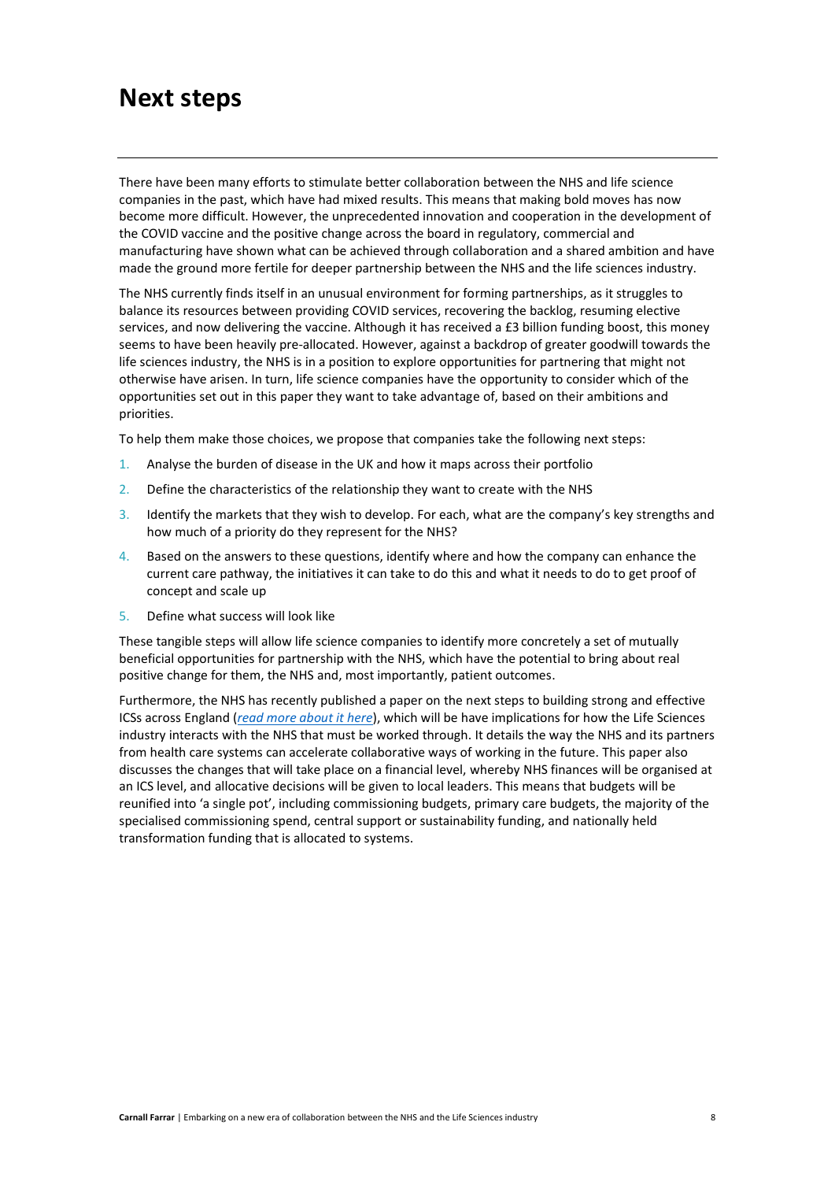# Next steps

There have been many efforts to stimulate better collaboration between the NHS and life science companies in the past, which have had mixed results. This means that making bold moves has now become more difficult. However, the unprecedented innovation and cooperation in the development of the COVID vaccine and the positive change across the board in regulatory, commercial and manufacturing have shown what can be achieved through collaboration and a shared ambition and have made the ground more fertile for deeper partnership between the NHS and the life sciences industry.

The NHS currently finds itself in an unusual environment for forming partnerships, as it struggles to balance its resources between providing COVID services, recovering the backlog, resuming elective services, and now delivering the vaccine. Although it has received a £3 billion funding boost, this money seems to have been heavily pre-allocated. However, against a backdrop of greater goodwill towards the life sciences industry, the NHS is in a position to explore opportunities for partnering that might not otherwise have arisen. In turn, life science companies have the opportunity to consider which of the opportunities set out in this paper they want to take advantage of, based on their ambitions and priorities.

To help them make those choices, we propose that companies take the following next steps:

1. Analyse the burden of disease in the UK and how it maps across their portfolio
2. Define the characteristics of the relationship they want to create with the NHS
3. Identify the markets that they wish to develop. For each, what are the company's key strengths and how much of a priority do they represent for the NHS?
4. Based on the answers to these questions, identify where and how the company can enhance the current care pathway, the initiatives it can take to do this and what it needs to do to get proof of concept and scale up
5. Define what success will look like

These tangible steps will allow life science companies to identify more concretely a set of mutually beneficial opportunities for partnership with the NHS, which have the potential to bring about real positive change for them, the NHS and, most importantly, patient outcomes.

Furthermore, the NHS has recently published a paper on the next steps to building strong and effective ICSs across England (*read more about it here*), which will be have implications for how the Life Sciences industry interacts with the NHS that must be worked through. It details the way the NHS and its partners from health care systems can accelerate collaborative ways of working in the future. This paper also discusses the changes that will take place on a financial level, whereby NHS finances will be organised at an ICS level, and allocative decisions will be given to local leaders. This means that budgets will be reunified into 'a single pot', including commissioning budgets, primary care budgets, the majority of the specialised commissioning spend, central support or sustainability funding, and nationally held transformation funding that is allocated to systems.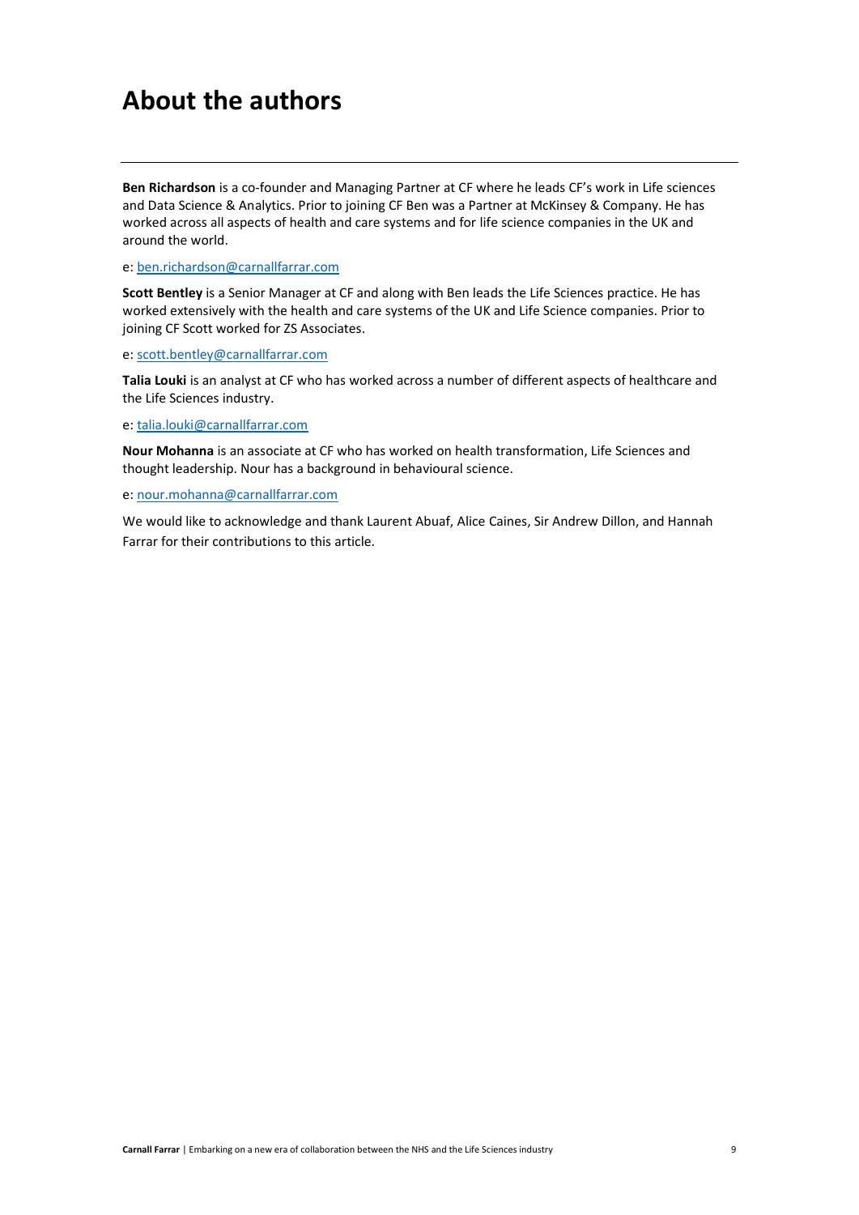# About the authors

**Ben Richardson** is a co-founder and Managing Partner at CF where he leads CF's work in Life sciences and Data Science & Analytics. Prior to joining CF Ben was a Partner at McKinsey & Company. He has worked across all aspects of health and care systems and for life science companies in the UK and around the world.

e: ben.richardson@carnallfarrar.com

**Scott Bentley** is a Senior Manager at CF and along with Ben leads the Life Sciences practice. He has worked extensively with the health and care systems of the UK and Life Science companies. Prior to joining CF Scott worked for ZS Associates.

e: scott.bentley@carnallfarrar.com

**Talia Louki** is an analyst at CF who has worked across a number of different aspects of healthcare and the Life Sciences industry.

e: talia.louki@carnallfarrar.com

**Nour Mohanna** is an associate at CF who has worked on health transformation, Life Sciences and thought leadership. Nour has a background in behavioural science.

e: nour.mohanna@carnallfarrar.com

We would like to acknowledge and thank Laurent Abuaf, Alice Caines, Sir Andrew Dillon, and Hannah Farrar for their contributions to this article.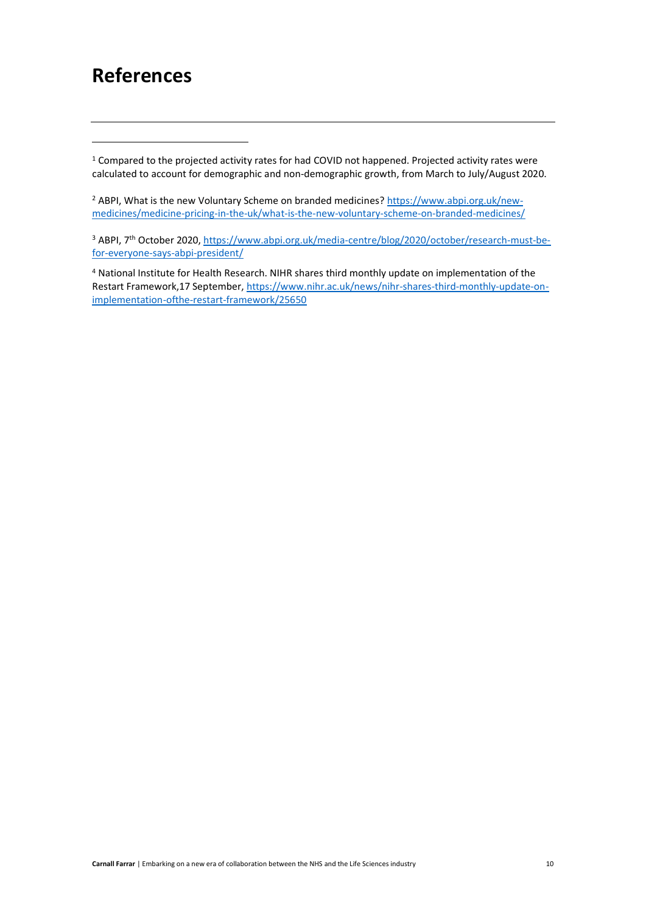# References

[1] Compared to the projected activity rates for had COVID not happened. Projected activity rates were calculated to account for demographic and non-demographic growth, from March to July/August 2020.

[2] ABPI, What is the new Voluntary Scheme on branded medicines? https://www.abpi.org.uk/new-medicines/medicine-pricing-in-the-uk/what-is-the-new-voluntary-scheme-on-branded-medicines/

[3] ABPI, 7th October 2020, https://www.abpi.org.uk/media-centre/blog/2020/october/research-must-be-for-everyone-says-abpi-president/

[4] National Institute for Health Research. NIHR shares third monthly update on implementation of the Restart Framework,17 September, https://www.nihr.ac.uk/news/nihr-shares-third-monthly-update-on-implementation-ofthe-restart-framework/25650